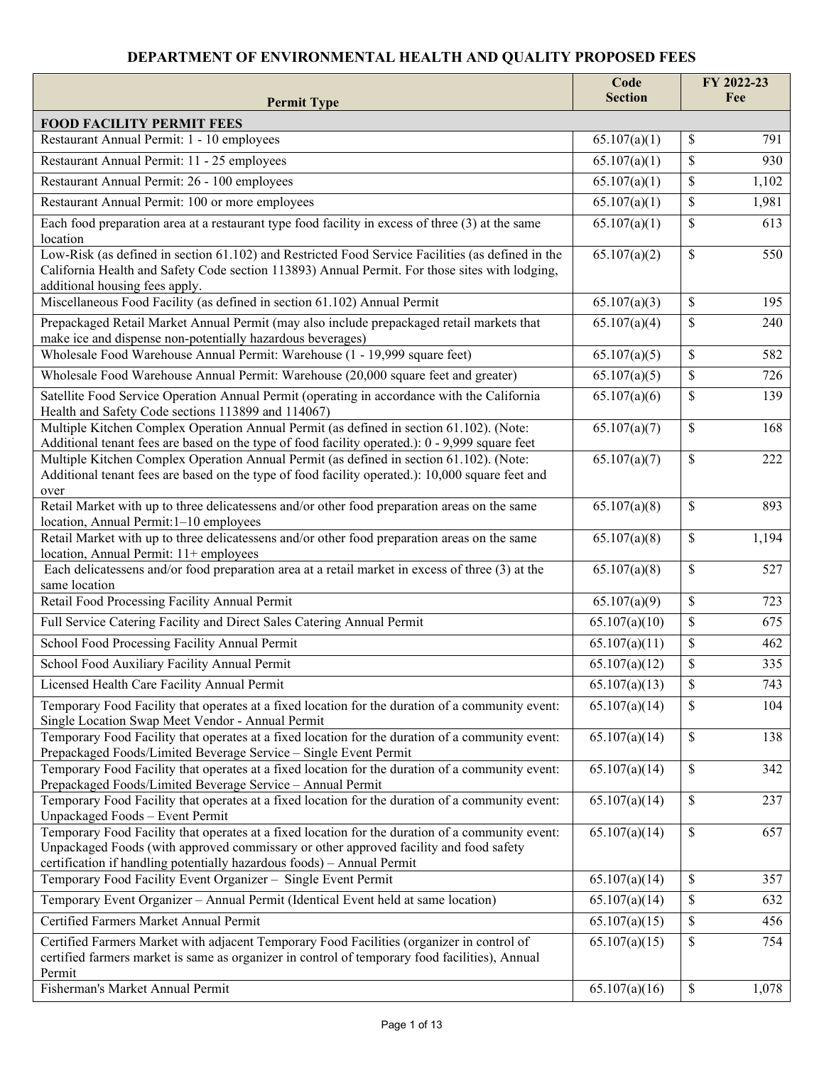# DEPARTMENT OF ENVIRONMENTAL HEALTH AND QUALITY PROPOSED FEES

| Permit Type | Code Section | FY 2022-23 Fee |
|---|---|---|
| **FOOD FACILITY PERMIT FEES** | | |
| Restaurant Annual Permit: 1 - 10 employees | 65.107(a)(1) | $ 791 |
| Restaurant Annual Permit: 11 - 25 employees | 65.107(a)(1) | $ 930 |
| Restaurant Annual Permit: 26 - 100 employees | 65.107(a)(1) | $ 1,102 |
| Restaurant Annual Permit: 100 or more employees | 65.107(a)(1) | $ 1,981 |
| Each food preparation area at a restaurant type food facility in excess of three (3) at the same location | 65.107(a)(1) | $ 613 |
| Low-Risk (as defined in section 61.102) and Restricted Food Service Facilities (as defined in the California Health and Safety Code section 113893) Annual Permit. For those sites with lodging, additional housing fees apply. | 65.107(a)(2) | $ 550 |
| Miscellaneous Food Facility (as defined in section 61.102) Annual Permit | 65.107(a)(3) | $ 195 |
| Prepackaged Retail Market Annual Permit (may also include prepackaged retail markets that make ice and dispense non-potentially hazardous beverages) | 65.107(a)(4) | $ 240 |
| Wholesale Food Warehouse Annual Permit: Warehouse (1 - 19,999 square feet) | 65.107(a)(5) | $ 582 |
| Wholesale Food Warehouse Annual Permit: Warehouse (20,000 square feet and greater) | 65.107(a)(5) | $ 726 |
| Satellite Food Service Operation Annual Permit (operating in accordance with the California Health and Safety Code sections 113899 and 114067) | 65.107(a)(6) | $ 139 |
| Multiple Kitchen Complex Operation Annual Permit (as defined in section 61.102). (Note: Additional tenant fees are based on the type of food facility operated.): 0 - 9,999 square feet | 65.107(a)(7) | $ 168 |
| Multiple Kitchen Complex Operation Annual Permit (as defined in section 61.102). (Note: Additional tenant fees are based on the type of food facility operated.): 10,000 square feet and over | 65.107(a)(7) | $ 222 |
| Retail Market with up to three delicatessens and/or other food preparation areas on the same location, Annual Permit:1–10 employees | 65.107(a)(8) | $ 893 |
| Retail Market with up to three delicatessens and/or other food preparation areas on the same location, Annual Permit: 11+ employees | 65.107(a)(8) | $ 1,194 |
| Each delicatessens and/or food preparation area at a retail market in excess of three (3) at the same location | 65.107(a)(8) | $ 527 |
| Retail Food Processing Facility Annual Permit | 65.107(a)(9) | $ 723 |
| Full Service Catering Facility and Direct Sales Catering Annual Permit | 65.107(a)(10) | $ 675 |
| School Food Processing Facility Annual Permit | 65.107(a)(11) | $ 462 |
| School Food Auxiliary Facility Annual Permit | 65.107(a)(12) | $ 335 |
| Licensed Health Care Facility Annual Permit | 65.107(a)(13) | $ 743 |
| Temporary Food Facility that operates at a fixed location for the duration of a community event: Single Location Swap Meet Vendor - Annual Permit | 65.107(a)(14) | $ 104 |
| Temporary Food Facility that operates at a fixed location for the duration of a community event: Prepackaged Foods/Limited Beverage Service – Single Event Permit | 65.107(a)(14) | $ 138 |
| Temporary Food Facility that operates at a fixed location for the duration of a community event: Prepackaged Foods/Limited Beverage Service – Annual Permit | 65.107(a)(14) | $ 342 |
| Temporary Food Facility that operates at a fixed location for the duration of a community event: Unpackaged Foods – Event Permit | 65.107(a)(14) | $ 237 |
| Temporary Food Facility that operates at a fixed location for the duration of a community event: Unpackaged Foods (with approved commissary or other approved facility and food safety certification if handling potentially hazardous foods) – Annual Permit | 65.107(a)(14) | $ 657 |
| Temporary Food Facility Event Organizer – Single Event Permit | 65.107(a)(14) | $ 357 |
| Temporary Event Organizer – Annual Permit (Identical Event held at same location) | 65.107(a)(14) | $ 632 |
| Certified Farmers Market Annual Permit | 65.107(a)(15) | $ 456 |
| Certified Farmers Market with adjacent Temporary Food Facilities (organizer in control of certified farmers market is same as organizer in control of temporary food facilities), Annual Permit | 65.107(a)(15) | $ 754 |
| Fisherman's Market Annual Permit | 65.107(a)(16) | $ 1,078 |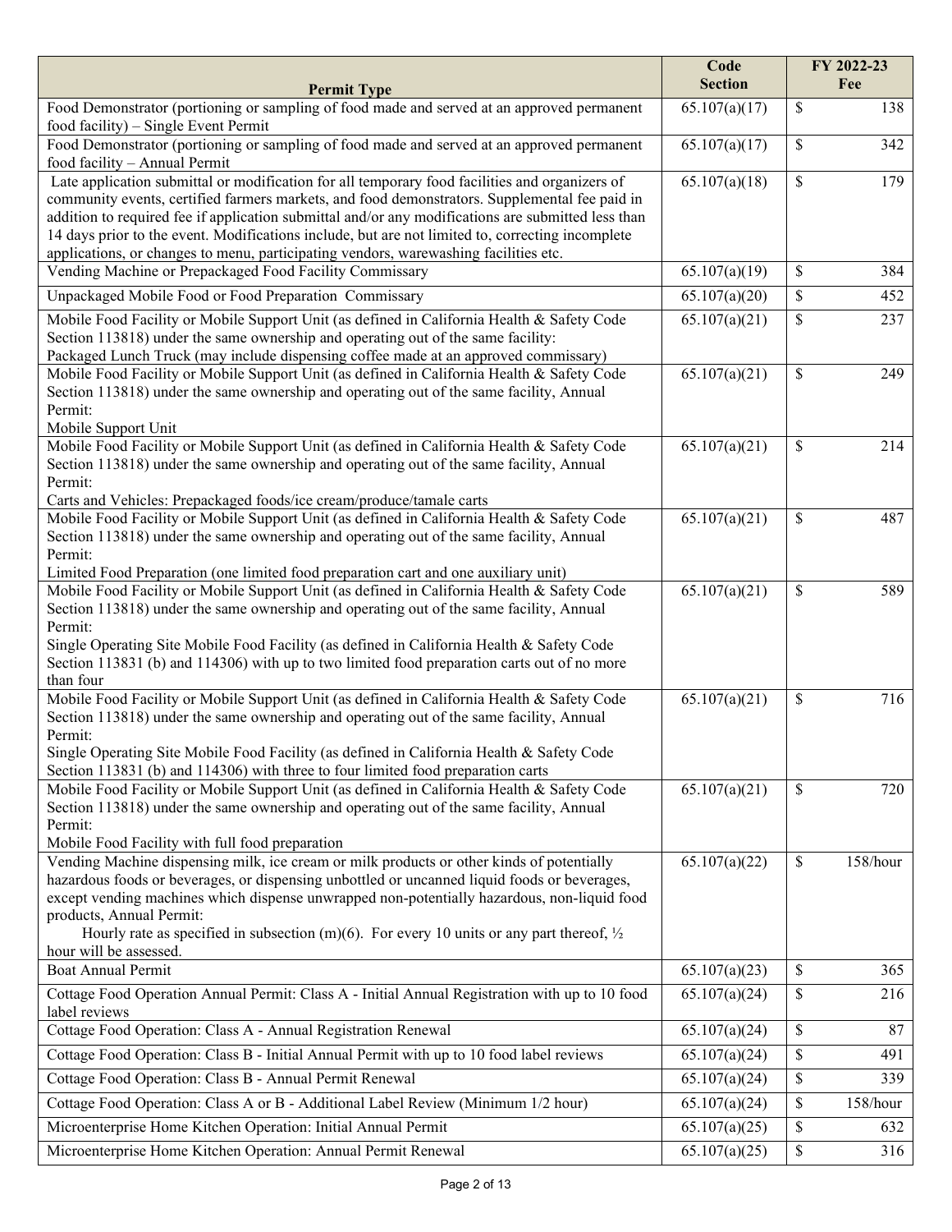| Permit Type | Code Section | FY 2022-23 Fee |
|---|---|---|
| Food Demonstrator (portioning or sampling of food made and served at an approved permanent food facility) – Single Event Permit | 65.107(a)(17) | $ 138 |
| Food Demonstrator (portioning or sampling of food made and served at an approved permanent food facility – Annual Permit | 65.107(a)(17) | $ 342 |
| Late application submittal or modification for all temporary food facilities and organizers of community events, certified farmers markets, and food demonstrators. Supplemental fee paid in addition to required fee if application submittal and/or any modifications are submitted less than 14 days prior to the event. Modifications include, but are not limited to, correcting incomplete applications, or changes to menu, participating vendors, warewashing facilities etc. | 65.107(a)(18) | $ 179 |
| Vending Machine or Prepackaged Food Facility Commissary | 65.107(a)(19) | $ 384 |
| Unpackaged Mobile Food or Food Preparation Commissary | 65.107(a)(20) | $ 452 |
| Mobile Food Facility or Mobile Support Unit (as defined in California Health & Safety Code Section 113818) under the same ownership and operating out of the same facility: Packaged Lunch Truck (may include dispensing coffee made at an approved commissary) | 65.107(a)(21) | $ 237 |
| Mobile Food Facility or Mobile Support Unit (as defined in California Health & Safety Code Section 113818) under the same ownership and operating out of the same facility, Annual Permit: Mobile Support Unit | 65.107(a)(21) | $ 249 |
| Mobile Food Facility or Mobile Support Unit (as defined in California Health & Safety Code Section 113818) under the same ownership and operating out of the same facility, Annual Permit: Carts and Vehicles: Prepackaged foods/ice cream/produce/tamale carts | 65.107(a)(21) | $ 214 |
| Mobile Food Facility or Mobile Support Unit (as defined in California Health & Safety Code Section 113818) under the same ownership and operating out of the same facility, Annual Permit: Limited Food Preparation (one limited food preparation cart and one auxiliary unit) | 65.107(a)(21) | $ 487 |
| Mobile Food Facility or Mobile Support Unit (as defined in California Health & Safety Code Section 113818) under the same ownership and operating out of the same facility, Annual Permit: Single Operating Site Mobile Food Facility (as defined in California Health & Safety Code Section 113831 (b) and 114306) with up to two limited food preparation carts out of no more than four | 65.107(a)(21) | $ 589 |
| Mobile Food Facility or Mobile Support Unit (as defined in California Health & Safety Code Section 113818) under the same ownership and operating out of the same facility, Annual Permit: Single Operating Site Mobile Food Facility (as defined in California Health & Safety Code Section 113831 (b) and 114306) with three to four limited food preparation carts | 65.107(a)(21) | $ 716 |
| Mobile Food Facility or Mobile Support Unit (as defined in California Health & Safety Code Section 113818) under the same ownership and operating out of the same facility, Annual Permit: Mobile Food Facility with full food preparation | 65.107(a)(21) | $ 720 |
| Vending Machine dispensing milk, ice cream or milk products or other kinds of potentially hazardous foods or beverages, or dispensing unbottled or uncanned liquid foods or beverages, except vending machines which dispense unwrapped non-potentially hazardous, non-liquid food products, Annual Permit: Hourly rate as specified in subsection (m)(6). For every 10 units or any part thereof, ½ hour will be assessed. | 65.107(a)(22) | $ 158/hour |
| Boat Annual Permit | 65.107(a)(23) | $ 365 |
| Cottage Food Operation Annual Permit: Class A - Initial Annual Registration with up to 10 food label reviews | 65.107(a)(24) | $ 216 |
| Cottage Food Operation: Class A - Annual Registration Renewal | 65.107(a)(24) | $ 87 |
| Cottage Food Operation: Class B - Initial Annual Permit with up to 10 food label reviews | 65.107(a)(24) | $ 491 |
| Cottage Food Operation: Class B - Annual Permit Renewal | 65.107(a)(24) | $ 339 |
| Cottage Food Operation: Class A or B - Additional Label Review (Minimum 1/2 hour) | 65.107(a)(24) | $ 158/hour |
| Microenterprise Home Kitchen Operation: Initial Annual Permit | 65.107(a)(25) | $ 632 |
| Microenterprise Home Kitchen Operation: Annual Permit Renewal | 65.107(a)(25) | $ 316 |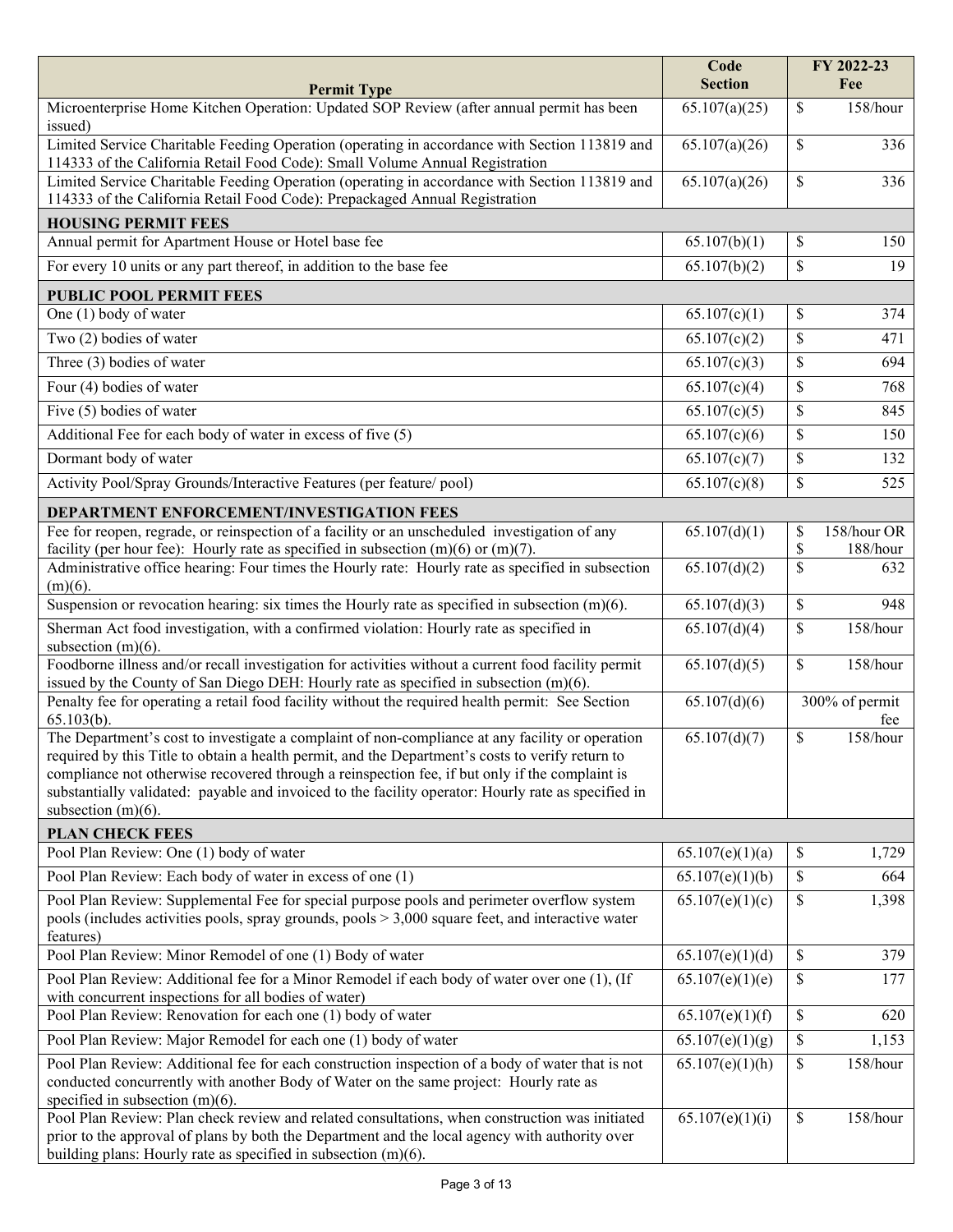| Permit Type | Code Section | FY 2022-23 Fee |
|---|---|---|
| Microenterprise Home Kitchen Operation: Updated SOP Review (after annual permit has been issued) | 65.107(a)(25) | $ 158/hour |
| Limited Service Charitable Feeding Operation (operating in accordance with Section 113819 and 114333 of the California Retail Food Code): Small Volume Annual Registration | 65.107(a)(26) | $ 336 |
| Limited Service Charitable Feeding Operation (operating in accordance with Section 113819 and 114333 of the California Retail Food Code): Prepackaged Annual Registration | 65.107(a)(26) | $ 336 |
| **HOUSING PERMIT FEES** | | |
| Annual permit for Apartment House or Hotel base fee | 65.107(b)(1) | $ 150 |
| For every 10 units or any part thereof, in addition to the base fee | 65.107(b)(2) | $ 19 |
| **PUBLIC POOL PERMIT FEES** | | |
| One (1) body of water | 65.107(c)(1) | $ 374 |
| Two (2) bodies of water | 65.107(c)(2) | $ 471 |
| Three (3) bodies of water | 65.107(c)(3) | $ 694 |
| Four (4) bodies of water | 65.107(c)(4) | $ 768 |
| Five (5) bodies of water | 65.107(c)(5) | $ 845 |
| Additional Fee for each body of water in excess of five (5) | 65.107(c)(6) | $ 150 |
| Dormant body of water | 65.107(c)(7) | $ 132 |
| Activity Pool/Spray Grounds/Interactive Features (per feature/ pool) | 65.107(c)(8) | $ 525 |
| **DEPARTMENT ENFORCEMENT/INVESTIGATION FEES** | | |
| Fee for reopen, regrade, or reinspection of a facility or an unscheduled investigation of any facility (per hour fee): Hourly rate as specified in subsection (m)(6) or (m)(7). | 65.107(d)(1) | $ 158/hour OR $ 188/hour |
| Administrative office hearing: Four times the Hourly rate: Hourly rate as specified in subsection (m)(6). | 65.107(d)(2) | $ 632 |
| Suspension or revocation hearing: six times the Hourly rate as specified in subsection (m)(6). | 65.107(d)(3) | $ 948 |
| Sherman Act food investigation, with a confirmed violation: Hourly rate as specified in subsection (m)(6). | 65.107(d)(4) | $ 158/hour |
| Foodborne illness and/or recall investigation for activities without a current food facility permit issued by the County of San Diego DEH: Hourly rate as specified in subsection (m)(6). | 65.107(d)(5) | $ 158/hour |
| Penalty fee for operating a retail food facility without the required health permit: See Section 65.103(b). | 65.107(d)(6) | 300% of permit fee |
| The Department's cost to investigate a complaint of non-compliance at any facility or operation required by this Title to obtain a health permit, and the Department's costs to verify return to compliance not otherwise recovered through a reinspection fee, if but only if the complaint is substantially validated: payable and invoiced to the facility operator: Hourly rate as specified in subsection (m)(6). | 65.107(d)(7) | $ 158/hour |
| **PLAN CHECK FEES** | | |
| Pool Plan Review: One (1) body of water | 65.107(e)(1)(a) | $ 1,729 |
| Pool Plan Review: Each body of water in excess of one (1) | 65.107(e)(1)(b) | $ 664 |
| Pool Plan Review: Supplemental Fee for special purpose pools and perimeter overflow system pools (includes activities pools, spray grounds, pools > 3,000 square feet, and interactive water features) | 65.107(e)(1)(c) | $ 1,398 |
| Pool Plan Review: Minor Remodel of one (1) Body of water | 65.107(e)(1)(d) | $ 379 |
| Pool Plan Review: Additional fee for a Minor Remodel if each body of water over one (1), (If with concurrent inspections for all bodies of water) | 65.107(e)(1)(e) | $ 177 |
| Pool Plan Review: Renovation for each one (1) body of water | 65.107(e)(1)(f) | $ 620 |
| Pool Plan Review: Major Remodel for each one (1) body of water | 65.107(e)(1)(g) | $ 1,153 |
| Pool Plan Review: Additional fee for each construction inspection of a body of water that is not conducted concurrently with another Body of Water on the same project: Hourly rate as specified in subsection (m)(6). | 65.107(e)(1)(h) | $ 158/hour |
| Pool Plan Review: Plan check review and related consultations, when construction was initiated prior to the approval of plans by both the Department and the local agency with authority over building plans: Hourly rate as specified in subsection (m)(6). | 65.107(e)(1)(i) | $ 158/hour |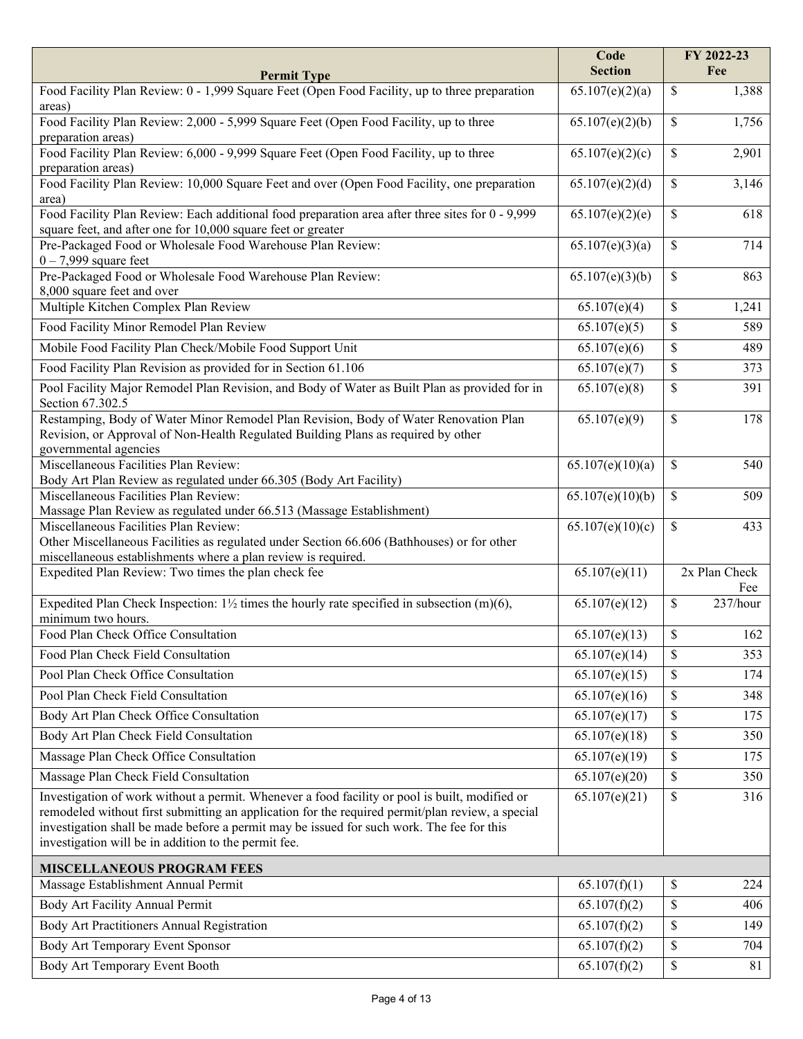| Permit Type | Code Section | FY 2022-23 Fee |
|---|---|---|
| Food Facility Plan Review: 0 - 1,999 Square Feet (Open Food Facility, up to three preparation areas) | 65.107(e)(2)(a) | $ 1,388 |
| Food Facility Plan Review: 2,000 - 5,999 Square Feet (Open Food Facility, up to three preparation areas) | 65.107(e)(2)(b) | $ 1,756 |
| Food Facility Plan Review: 6,000 - 9,999 Square Feet (Open Food Facility, up to three preparation areas) | 65.107(e)(2)(c) | $ 2,901 |
| Food Facility Plan Review: 10,000 Square Feet and over (Open Food Facility, one preparation area) | 65.107(e)(2)(d) | $ 3,146 |
| Food Facility Plan Review: Each additional food preparation area after three sites for 0 - 9,999 square feet, and after one for 10,000 square feet or greater | 65.107(e)(2)(e) | $ 618 |
| Pre-Packaged Food or Wholesale Food Warehouse Plan Review: 0 – 7,999 square feet | 65.107(e)(3)(a) | $ 714 |
| Pre-Packaged Food or Wholesale Food Warehouse Plan Review: 8,000 square feet and over | 65.107(e)(3)(b) | $ 863 |
| Multiple Kitchen Complex Plan Review | 65.107(e)(4) | $ 1,241 |
| Food Facility Minor Remodel Plan Review | 65.107(e)(5) | $ 589 |
| Mobile Food Facility Plan Check/Mobile Food Support Unit | 65.107(e)(6) | $ 489 |
| Food Facility Plan Revision as provided for in Section 61.106 | 65.107(e)(7) | $ 373 |
| Pool Facility Major Remodel Plan Revision, and Body of Water as Built Plan as provided for in Section 67.302.5 | 65.107(e)(8) | $ 391 |
| Restamping, Body of Water Minor Remodel Plan Revision, Body of Water Renovation Plan Revision, or Approval of Non-Health Regulated Building Plans as required by other governmental agencies | 65.107(e)(9) | $ 178 |
| Miscellaneous Facilities Plan Review: Body Art Plan Review as regulated under 66.305 (Body Art Facility) | 65.107(e)(10)(a) | $ 540 |
| Miscellaneous Facilities Plan Review: Massage Plan Review as regulated under 66.513 (Massage Establishment) | 65.107(e)(10)(b) | $ 509 |
| Miscellaneous Facilities Plan Review: Other Miscellaneous Facilities as regulated under Section 66.606 (Bathhouses) or for other miscellaneous establishments where a plan review is required. | 65.107(e)(10)(c) | $ 433 |
| Expedited Plan Review: Two times the plan check fee | 65.107(e)(11) | 2x Plan Check Fee |
| Expedited Plan Check Inspection: 1½ times the hourly rate specified in subsection (m)(6), minimum two hours. | 65.107(e)(12) | $ 237/hour |
| Food Plan Check Office Consultation | 65.107(e)(13) | $ 162 |
| Food Plan Check Field Consultation | 65.107(e)(14) | $ 353 |
| Pool Plan Check Office Consultation | 65.107(e)(15) | $ 174 |
| Pool Plan Check Field Consultation | 65.107(e)(16) | $ 348 |
| Body Art Plan Check Office Consultation | 65.107(e)(17) | $ 175 |
| Body Art Plan Check Field Consultation | 65.107(e)(18) | $ 350 |
| Massage Plan Check Office Consultation | 65.107(e)(19) | $ 175 |
| Massage Plan Check Field Consultation | 65.107(e)(20) | $ 350 |
| Investigation of work without a permit. Whenever a food facility or pool is built, modified or remodeled without first submitting an application for the required permit/plan review, a special investigation shall be made before a permit may be issued for such work. The fee for this investigation will be in addition to the permit fee. | 65.107(e)(21) | $ 316 |
| **MISCELLANEOUS PROGRAM FEES** | | |
| Massage Establishment Annual Permit | 65.107(f)(1) | $ 224 |
| Body Art Facility Annual Permit | 65.107(f)(2) | $ 406 |
| Body Art Practitioners Annual Registration | 65.107(f)(2) | $ 149 |
| Body Art Temporary Event Sponsor | 65.107(f)(2) | $ 704 |
| Body Art Temporary Event Booth | 65.107(f)(2) | $ 81 |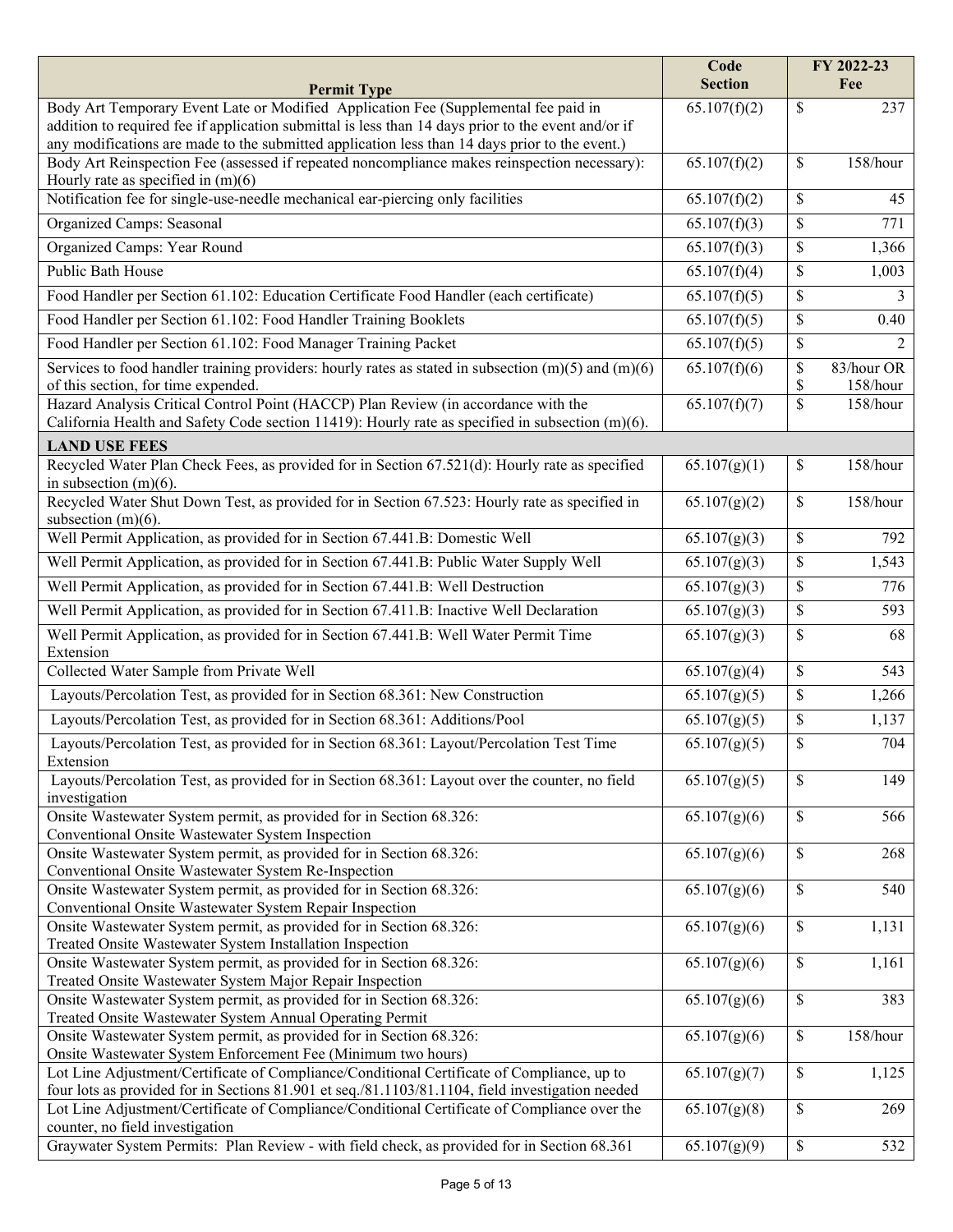| Permit Type | Code Section | FY 2022-23 Fee |
|---|---|---|
| Body Art Temporary Event Late or Modified Application Fee (Supplemental fee paid in addition to required fee if application submittal is less than 14 days prior to the event and/or if any modifications are made to the submitted application less than 14 days prior to the event.) | 65.107(f)(2) | $ 237 |
| Body Art Reinspection Fee (assessed if repeated noncompliance makes reinspection necessary): Hourly rate as specified in (m)(6) | 65.107(f)(2) | $ 158/hour |
| Notification fee for single-use-needle mechanical ear-piercing only facilities | 65.107(f)(2) | $ 45 |
| Organized Camps: Seasonal | 65.107(f)(3) | $ 771 |
| Organized Camps: Year Round | 65.107(f)(3) | $ 1,366 |
| Public Bath House | 65.107(f)(4) | $ 1,003 |
| Food Handler per Section 61.102: Education Certificate Food Handler (each certificate) | 65.107(f)(5) | $ 3 |
| Food Handler per Section 61.102: Food Handler Training Booklets | 65.107(f)(5) | $ 0.40 |
| Food Handler per Section 61.102: Food Manager Training Packet | 65.107(f)(5) | $ 2 |
| Services to food handler training providers: hourly rates as stated in subsection (m)(5) and (m)(6) of this section, for time expended. | 65.107(f)(6) | $ 83/hour OR $ 158/hour |
| Hazard Analysis Critical Control Point (HACCP) Plan Review (in accordance with the California Health and Safety Code section 11419): Hourly rate as specified in subsection (m)(6). | 65.107(f)(7) | $ 158/hour |
| **LAND USE FEES** | | |
| Recycled Water Plan Check Fees, as provided for in Section 67.521(d): Hourly rate as specified in subsection (m)(6). | 65.107(g)(1) | $ 158/hour |
| Recycled Water Shut Down Test, as provided for in Section 67.523: Hourly rate as specified in subsection (m)(6). | 65.107(g)(2) | $ 158/hour |
| Well Permit Application, as provided for in Section 67.441.B: Domestic Well | 65.107(g)(3) | $ 792 |
| Well Permit Application, as provided for in Section 67.441.B: Public Water Supply Well | 65.107(g)(3) | $ 1,543 |
| Well Permit Application, as provided for in Section 67.441.B: Well Destruction | 65.107(g)(3) | $ 776 |
| Well Permit Application, as provided for in Section 67.411.B: Inactive Well Declaration | 65.107(g)(3) | $ 593 |
| Well Permit Application, as provided for in Section 67.441.B: Well Water Permit Time Extension | 65.107(g)(3) | $ 68 |
| Collected Water Sample from Private Well | 65.107(g)(4) | $ 543 |
| Layouts/Percolation Test, as provided for in Section 68.361: New Construction | 65.107(g)(5) | $ 1,266 |
| Layouts/Percolation Test, as provided for in Section 68.361: Additions/Pool | 65.107(g)(5) | $ 1,137 |
| Layouts/Percolation Test, as provided for in Section 68.361: Layout/Percolation Test Time Extension | 65.107(g)(5) | $ 704 |
| Layouts/Percolation Test, as provided for in Section 68.361: Layout over the counter, no field investigation | 65.107(g)(5) | $ 149 |
| Onsite Wastewater System permit, as provided for in Section 68.326: Conventional Onsite Wastewater System Inspection | 65.107(g)(6) | $ 566 |
| Onsite Wastewater System permit, as provided for in Section 68.326: Conventional Onsite Wastewater System Re-Inspection | 65.107(g)(6) | $ 268 |
| Onsite Wastewater System permit, as provided for in Section 68.326: Conventional Onsite Wastewater System Repair Inspection | 65.107(g)(6) | $ 540 |
| Onsite Wastewater System permit, as provided for in Section 68.326: Treated Onsite Wastewater System Installation Inspection | 65.107(g)(6) | $ 1,131 |
| Onsite Wastewater System permit, as provided for in Section 68.326: Treated Onsite Wastewater System Major Repair Inspection | 65.107(g)(6) | $ 1,161 |
| Onsite Wastewater System permit, as provided for in Section 68.326: Treated Onsite Wastewater System Annual Operating Permit | 65.107(g)(6) | $ 383 |
| Onsite Wastewater System permit, as provided for in Section 68.326: Onsite Wastewater System Enforcement Fee (Minimum two hours) | 65.107(g)(6) | $ 158/hour |
| Lot Line Adjustment/Certificate of Compliance/Conditional Certificate of Compliance, up to four lots as provided for in Sections 81.901 et seq./81.1103/81.1104, field investigation needed | 65.107(g)(7) | $ 1,125 |
| Lot Line Adjustment/Certificate of Compliance/Conditional Certificate of Compliance over the counter, no field investigation | 65.107(g)(8) | $ 269 |
| Graywater System Permits: Plan Review - with field check, as provided for in Section 68.361 | 65.107(g)(9) | $ 532 |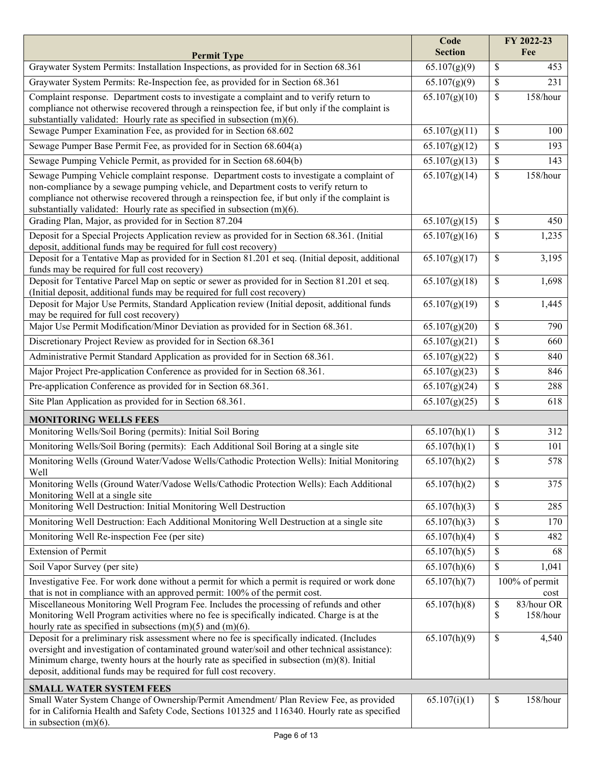| Permit Type | Code Section | FY 2022-23 Fee |
|---|---|---|
| Graywater System Permits: Installation Inspections, as provided for in Section 68.361 | 65.107(g)(9) | $ 453 |
| Graywater System Permits: Re-Inspection fee, as provided for in Section 68.361 | 65.107(g)(9) | $ 231 |
| Complaint response. Department costs to investigate a complaint and to verify return to compliance not otherwise recovered through a reinspection fee, if but only if the complaint is substantially validated: Hourly rate as specified in subsection (m)(6). | 65.107(g)(10) | $ 158/hour |
| Sewage Pumper Examination Fee, as provided for in Section 68.602 | 65.107(g)(11) | $ 100 |
| Sewage Pumper Base Permit Fee, as provided for in Section 68.604(a) | 65.107(g)(12) | $ 193 |
| Sewage Pumping Vehicle Permit, as provided for in Section 68.604(b) | 65.107(g)(13) | $ 143 |
| Sewage Pumping Vehicle complaint response. Department costs to investigate a complaint of non-compliance by a sewage pumping vehicle, and Department costs to verify return to compliance not otherwise recovered through a reinspection fee, if but only if the complaint is substantially validated: Hourly rate as specified in subsection (m)(6). | 65.107(g)(14) | $ 158/hour |
| Grading Plan, Major, as provided for in Section 87.204 | 65.107(g)(15) | $ 450 |
| Deposit for a Special Projects Application review as provided for in Section 68.361. (Initial deposit, additional funds may be required for full cost recovery) | 65.107(g)(16) | $ 1,235 |
| Deposit for a Tentative Map as provided for in Section 81.201 et seq. (Initial deposit, additional funds may be required for full cost recovery) | 65.107(g)(17) | $ 3,195 |
| Deposit for Tentative Parcel Map on septic or sewer as provided for in Section 81.201 et seq. (Initial deposit, additional funds may be required for full cost recovery) | 65.107(g)(18) | $ 1,698 |
| Deposit for Major Use Permits, Standard Application review (Initial deposit, additional funds may be required for full cost recovery) | 65.107(g)(19) | $ 1,445 |
| Major Use Permit Modification/Minor Deviation as provided for in Section 68.361. | 65.107(g)(20) | $ 790 |
| Discretionary Project Review as provided for in Section 68.361 | 65.107(g)(21) | $ 660 |
| Administrative Permit Standard Application as provided for in Section 68.361. | 65.107(g)(22) | $ 840 |
| Major Project Pre-application Conference as provided for in Section 68.361. | 65.107(g)(23) | $ 846 |
| Pre-application Conference as provided for in Section 68.361. | 65.107(g)(24) | $ 288 |
| Site Plan Application as provided for in Section 68.361. | 65.107(g)(25) | $ 618 |
| **MONITORING WELLS FEES** | | |
| Monitoring Wells/Soil Boring (permits): Initial Soil Boring | 65.107(h)(1) | $ 312 |
| Monitoring Wells/Soil Boring (permits): Each Additional Soil Boring at a single site | 65.107(h)(1) | $ 101 |
| Monitoring Wells (Ground Water/Vadose Wells/Cathodic Protection Wells): Initial Monitoring Well | 65.107(h)(2) | $ 578 |
| Monitoring Wells (Ground Water/Vadose Wells/Cathodic Protection Wells): Each Additional Monitoring Well at a single site | 65.107(h)(2) | $ 375 |
| Monitoring Well Destruction: Initial Monitoring Well Destruction | 65.107(h)(3) | $ 285 |
| Monitoring Well Destruction: Each Additional Monitoring Well Destruction at a single site | 65.107(h)(3) | $ 170 |
| Monitoring Well Re-inspection Fee (per site) | 65.107(h)(4) | $ 482 |
| Extension of Permit | 65.107(h)(5) | $ 68 |
| Soil Vapor Survey (per site) | 65.107(h)(6) | $ 1,041 |
| Investigative Fee. For work done without a permit for which a permit is required or work done that is not in compliance with an approved permit: 100% of the permit cost. | 65.107(h)(7) | 100% of permit cost |
| Miscellaneous Monitoring Well Program Fee. Includes the processing of refunds and other Monitoring Well Program activities where no fee is specifically indicated. Charge is at the hourly rate as specified in subsections (m)(5) and (m)(6). | 65.107(h)(8) | $ 83/hour OR $ 158/hour |
| Deposit for a preliminary risk assessment where no fee is specifically indicated. (Includes oversight and investigation of contaminated ground water/soil and other technical assistance): Minimum charge, twenty hours at the hourly rate as specified in subsection (m)(8). Initial deposit, additional funds may be required for full cost recovery. | 65.107(h)(9) | $ 4,540 |
| **SMALL WATER SYSTEM FEES** | | |
| Small Water System Change of Ownership/Permit Amendment/ Plan Review Fee, as provided for in California Health and Safety Code, Sections 101325 and 116340. Hourly rate as specified in subsection (m)(6). | 65.107(i)(1) | $ 158/hour |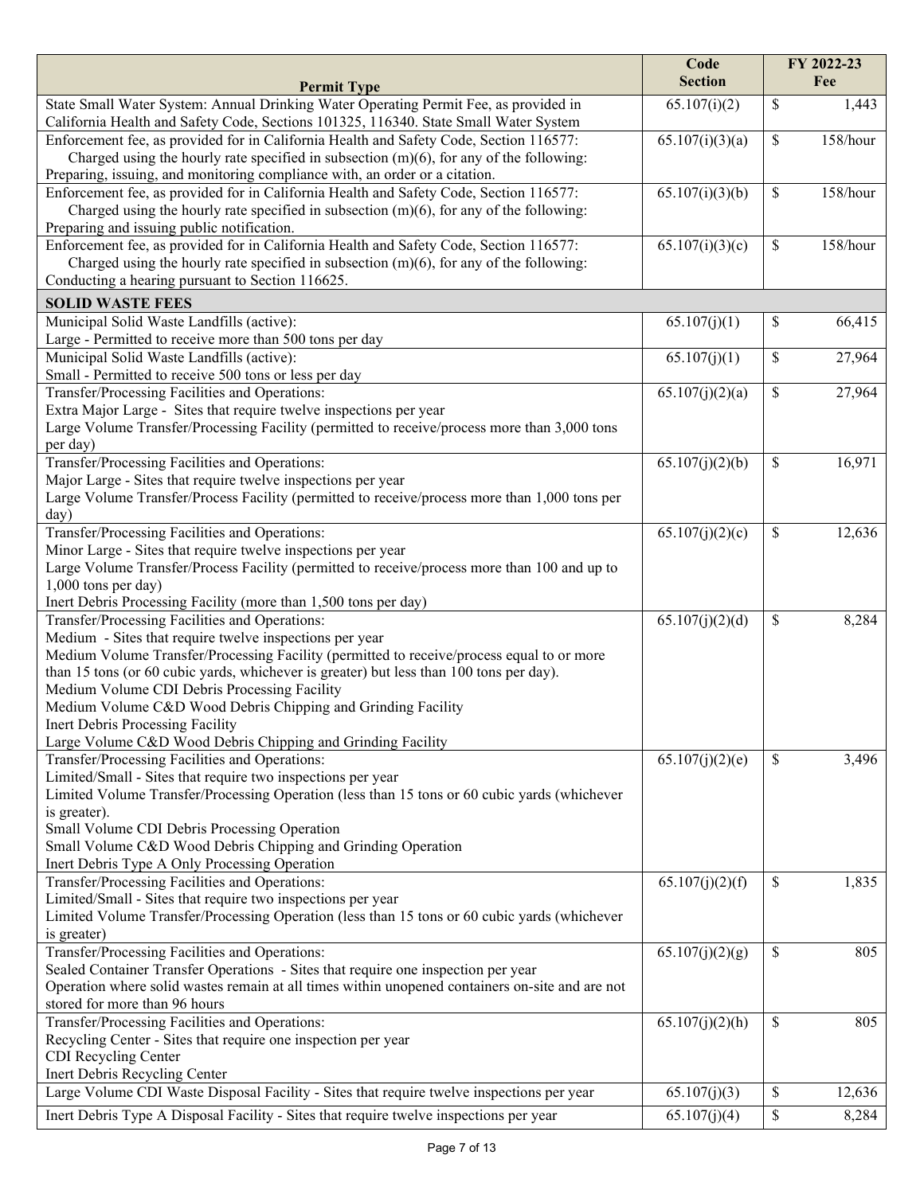| Permit Type | Code Section | FY 2022-23 Fee |
|---|---|---|
| State Small Water System: Annual Drinking Water Operating Permit Fee, as provided in California Health and Safety Code, Sections 101325, 116340. State Small Water System | 65.107(i)(2) | $ 1,443 |
| Enforcement fee, as provided for in California Health and Safety Code, Section 116577: Charged using the hourly rate specified in subsection (m)(6), for any of the following: Preparing, issuing, and monitoring compliance with, an order or a citation. | 65.107(i)(3)(a) | $ 158/hour |
| Enforcement fee, as provided for in California Health and Safety Code, Section 116577: Charged using the hourly rate specified in subsection (m)(6), for any of the following: Preparing and issuing public notification. | 65.107(i)(3)(b) | $ 158/hour |
| Enforcement fee, as provided for in California Health and Safety Code, Section 116577: Charged using the hourly rate specified in subsection (m)(6), for any of the following: Conducting a hearing pursuant to Section 116625. | 65.107(i)(3)(c) | $ 158/hour |
| **SOLID WASTE FEES** | | |
| Municipal Solid Waste Landfills (active): Large - Permitted to receive more than 500 tons per day | 65.107(j)(1) | $ 66,415 |
| Municipal Solid Waste Landfills (active): Small - Permitted to receive 500 tons or less per day | 65.107(j)(1) | $ 27,964 |
| Transfer/Processing Facilities and Operations: Extra Major Large - Sites that require twelve inspections per year Large Volume Transfer/Processing Facility (permitted to receive/process more than 3,000 tons per day) | 65.107(j)(2)(a) | $ 27,964 |
| Transfer/Processing Facilities and Operations: Major Large - Sites that require twelve inspections per year Large Volume Transfer/Process Facility (permitted to receive/process more than 1,000 tons per day) | 65.107(j)(2)(b) | $ 16,971 |
| Transfer/Processing Facilities and Operations: Minor Large - Sites that require twelve inspections per year Large Volume Transfer/Process Facility (permitted to receive/process more than 100 and up to 1,000 tons per day) Inert Debris Processing Facility (more than 1,500 tons per day) | 65.107(j)(2)(c) | $ 12,636 |
| Transfer/Processing Facilities and Operations: Medium - Sites that require twelve inspections per year Medium Volume Transfer/Processing Facility (permitted to receive/process equal to or more than 15 tons (or 60 cubic yards, whichever is greater) but less than 100 tons per day). Medium Volume CDI Debris Processing Facility Medium Volume C&D Wood Debris Chipping and Grinding Facility Inert Debris Processing Facility Large Volume C&D Wood Debris Chipping and Grinding Facility | 65.107(j)(2)(d) | $ 8,284 |
| Transfer/Processing Facilities and Operations: Limited/Small - Sites that require two inspections per year Limited Volume Transfer/Processing Operation (less than 15 tons or 60 cubic yards (whichever is greater). Small Volume CDI Debris Processing Operation Small Volume C&D Wood Debris Chipping and Grinding Operation Inert Debris Type A Only Processing Operation | 65.107(j)(2)(e) | $ 3,496 |
| Transfer/Processing Facilities and Operations: Limited/Small - Sites that require two inspections per year Limited Volume Transfer/Processing Operation (less than 15 tons or 60 cubic yards (whichever is greater) | 65.107(j)(2)(f) | $ 1,835 |
| Transfer/Processing Facilities and Operations: Sealed Container Transfer Operations - Sites that require one inspection per year Operation where solid wastes remain at all times within unopened containers on-site and are not stored for more than 96 hours | 65.107(j)(2)(g) | $ 805 |
| Transfer/Processing Facilities and Operations: Recycling Center - Sites that require one inspection per year CDI Recycling Center Inert Debris Recycling Center | 65.107(j)(2)(h) | $ 805 |
| Large Volume CDI Waste Disposal Facility - Sites that require twelve inspections per year | 65.107(j)(3) | $ 12,636 |
| Inert Debris Type A Disposal Facility - Sites that require twelve inspections per year | 65.107(j)(4) | $ 8,284 |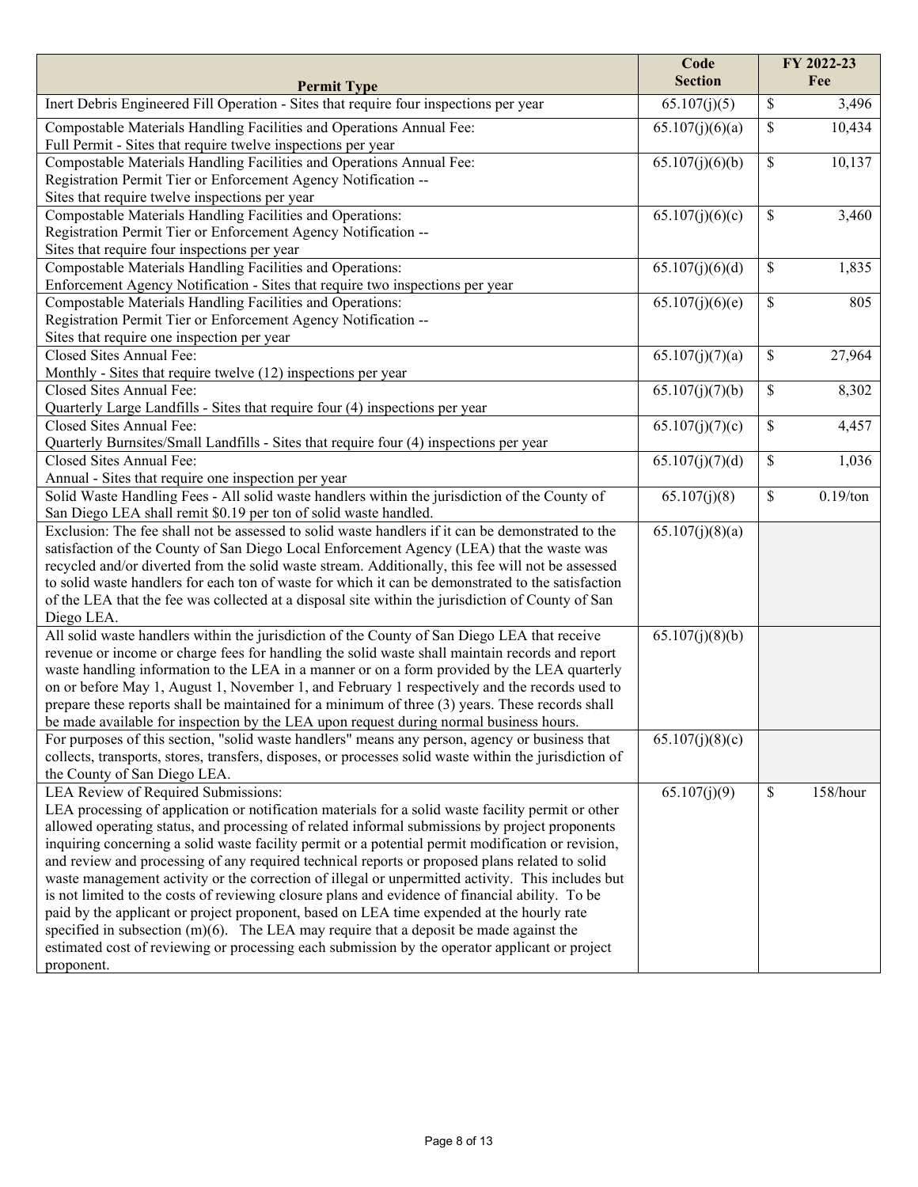| Permit Type | Code Section | FY 2022-23 Fee |
|---|---|---|
| Inert Debris Engineered Fill Operation - Sites that require four inspections per year | 65.107(j)(5) | $ 3,496 |
| Compostable Materials Handling Facilities and Operations Annual Fee: Full Permit - Sites that require twelve inspections per year | 65.107(j)(6)(a) | $ 10,434 |
| Compostable Materials Handling Facilities and Operations Annual Fee: Registration Permit Tier or Enforcement Agency Notification -- Sites that require twelve inspections per year | 65.107(j)(6)(b) | $ 10,137 |
| Compostable Materials Handling Facilities and Operations: Registration Permit Tier or Enforcement Agency Notification -- Sites that require four inspections per year | 65.107(j)(6)(c) | $ 3,460 |
| Compostable Materials Handling Facilities and Operations: Enforcement Agency Notification - Sites that require two inspections per year | 65.107(j)(6)(d) | $ 1,835 |
| Compostable Materials Handling Facilities and Operations: Registration Permit Tier or Enforcement Agency Notification -- Sites that require one inspection per year | 65.107(j)(6)(e) | $ 805 |
| Closed Sites Annual Fee: Monthly - Sites that require twelve (12) inspections per year | 65.107(j)(7)(a) | $ 27,964 |
| Closed Sites Annual Fee: Quarterly Large Landfills - Sites that require four (4) inspections per year | 65.107(j)(7)(b) | $ 8,302 |
| Closed Sites Annual Fee: Quarterly Burnsites/Small Landfills - Sites that require four (4) inspections per year | 65.107(j)(7)(c) | $ 4,457 |
| Closed Sites Annual Fee: Annual - Sites that require one inspection per year | 65.107(j)(7)(d) | $ 1,036 |
| Solid Waste Handling Fees - All solid waste handlers within the jurisdiction of the County of San Diego LEA shall remit $0.19 per ton of solid waste handled. | 65.107(j)(8) | $ 0.19/ton |
| Exclusion: The fee shall not be assessed to solid waste handlers if it can be demonstrated to the satisfaction of the County of San Diego Local Enforcement Agency (LEA) that the waste was recycled and/or diverted from the solid waste stream. Additionally, this fee will not be assessed to solid waste handlers for each ton of waste for which it can be demonstrated to the satisfaction of the LEA that the fee was collected at a disposal site within the jurisdiction of County of San Diego LEA. | 65.107(j)(8)(a) | |
| All solid waste handlers within the jurisdiction of the County of San Diego LEA that receive revenue or income or charge fees for handling the solid waste shall maintain records and report waste handling information to the LEA in a manner or on a form provided by the LEA quarterly on or before May 1, August 1, November 1, and February 1 respectively and the records used to prepare these reports shall be maintained for a minimum of three (3) years. These records shall be made available for inspection by the LEA upon request during normal business hours. | 65.107(j)(8)(b) | |
| For purposes of this section, "solid waste handlers" means any person, agency or business that collects, transports, stores, transfers, disposes, or processes solid waste within the jurisdiction of the County of San Diego LEA. | 65.107(j)(8)(c) | |
| LEA Review of Required Submissions: LEA processing of application or notification materials for a solid waste facility permit or other allowed operating status, and processing of related informal submissions by project proponents inquiring concerning a solid waste facility permit or a potential permit modification or revision, and review and processing of any required technical reports or proposed plans related to solid waste management activity or the correction of illegal or unpermitted activity. This includes but is not limited to the costs of reviewing closure plans and evidence of financial ability. To be paid by the applicant or project proponent, based on LEA time expended at the hourly rate specified in subsection (m)(6). The LEA may require that a deposit be made against the estimated cost of reviewing or processing each submission by the operator applicant or project proponent. | 65.107(j)(9) | $ 158/hour |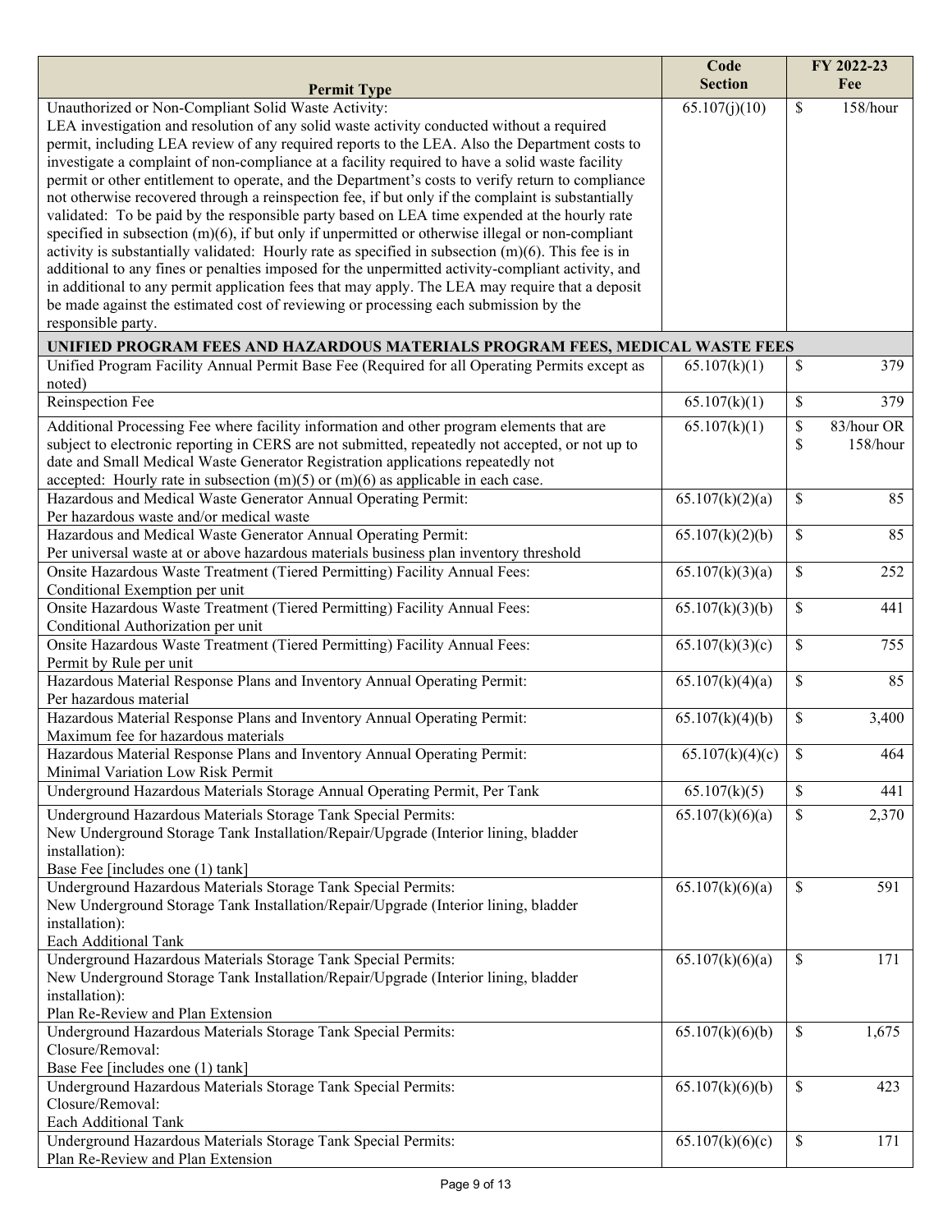| Permit Type | Code Section | FY 2022-23 Fee |
|---|---|---|
| Unauthorized or Non-Compliant Solid Waste Activity: LEA investigation and resolution of any solid waste activity conducted without a required permit, including LEA review of any required reports to the LEA. Also the Department costs to investigate a complaint of non-compliance at a facility required to have a solid waste facility permit or other entitlement to operate, and the Department's costs to verify return to compliance not otherwise recovered through a reinspection fee, if but only if the complaint is substantially validated: To be paid by the responsible party based on LEA time expended at the hourly rate specified in subsection (m)(6), if but only if unpermitted or otherwise illegal or non-compliant activity is substantially validated: Hourly rate as specified in subsection (m)(6). This fee is in additional to any fines or penalties imposed for the unpermitted activity-compliant activity, and in additional to any permit application fees that may apply. The LEA may require that a deposit be made against the estimated cost of reviewing or processing each submission by the responsible party. | 65.107(j)(10) | $ 158/hour |
| **UNIFIED PROGRAM FEES AND HAZARDOUS MATERIALS PROGRAM FEES, MEDICAL WASTE FEES** | | |
| Unified Program Facility Annual Permit Base Fee (Required for all Operating Permits except as noted) | 65.107(k)(1) | $ 379 |
| Reinspection Fee | 65.107(k)(1) | $ 379 |
| Additional Processing Fee where facility information and other program elements that are subject to electronic reporting in CERS are not submitted, repeatedly not accepted, or not up to date and Small Medical Waste Generator Registration applications repeatedly not accepted: Hourly rate in subsection (m)(5) or (m)(6) as applicable in each case. | 65.107(k)(1) | $ 83/hour OR $ 158/hour |
| Hazardous and Medical Waste Generator Annual Operating Permit: Per hazardous waste and/or medical waste | 65.107(k)(2)(a) | $ 85 |
| Hazardous and Medical Waste Generator Annual Operating Permit: Per universal waste at or above hazardous materials business plan inventory threshold | 65.107(k)(2)(b) | $ 85 |
| Onsite Hazardous Waste Treatment (Tiered Permitting) Facility Annual Fees: Conditional Exemption per unit | 65.107(k)(3)(a) | $ 252 |
| Onsite Hazardous Waste Treatment (Tiered Permitting) Facility Annual Fees: Conditional Authorization per unit | 65.107(k)(3)(b) | $ 441 |
| Onsite Hazardous Waste Treatment (Tiered Permitting) Facility Annual Fees: Permit by Rule per unit | 65.107(k)(3)(c) | $ 755 |
| Hazardous Material Response Plans and Inventory Annual Operating Permit: Per hazardous material | 65.107(k)(4)(a) | $ 85 |
| Hazardous Material Response Plans and Inventory Annual Operating Permit: Maximum fee for hazardous materials | 65.107(k)(4)(b) | $ 3,400 |
| Hazardous Material Response Plans and Inventory Annual Operating Permit: Minimal Variation Low Risk Permit | 65.107(k)(4)(c) | $ 464 |
| Underground Hazardous Materials Storage Annual Operating Permit, Per Tank | 65.107(k)(5) | $ 441 |
| Underground Hazardous Materials Storage Tank Special Permits: New Underground Storage Tank Installation/Repair/Upgrade (Interior lining, bladder installation): Base Fee [includes one (1) tank] | 65.107(k)(6)(a) | $ 2,370 |
| Underground Hazardous Materials Storage Tank Special Permits: New Underground Storage Tank Installation/Repair/Upgrade (Interior lining, bladder installation): Each Additional Tank | 65.107(k)(6)(a) | $ 591 |
| Underground Hazardous Materials Storage Tank Special Permits: New Underground Storage Tank Installation/Repair/Upgrade (Interior lining, bladder installation): Plan Re-Review and Plan Extension | 65.107(k)(6)(a) | $ 171 |
| Underground Hazardous Materials Storage Tank Special Permits: Closure/Removal: Base Fee [includes one (1) tank] | 65.107(k)(6)(b) | $ 1,675 |
| Underground Hazardous Materials Storage Tank Special Permits: Closure/Removal: Each Additional Tank | 65.107(k)(6)(b) | $ 423 |
| Underground Hazardous Materials Storage Tank Special Permits: Plan Re-Review and Plan Extension | 65.107(k)(6)(c) | $ 171 |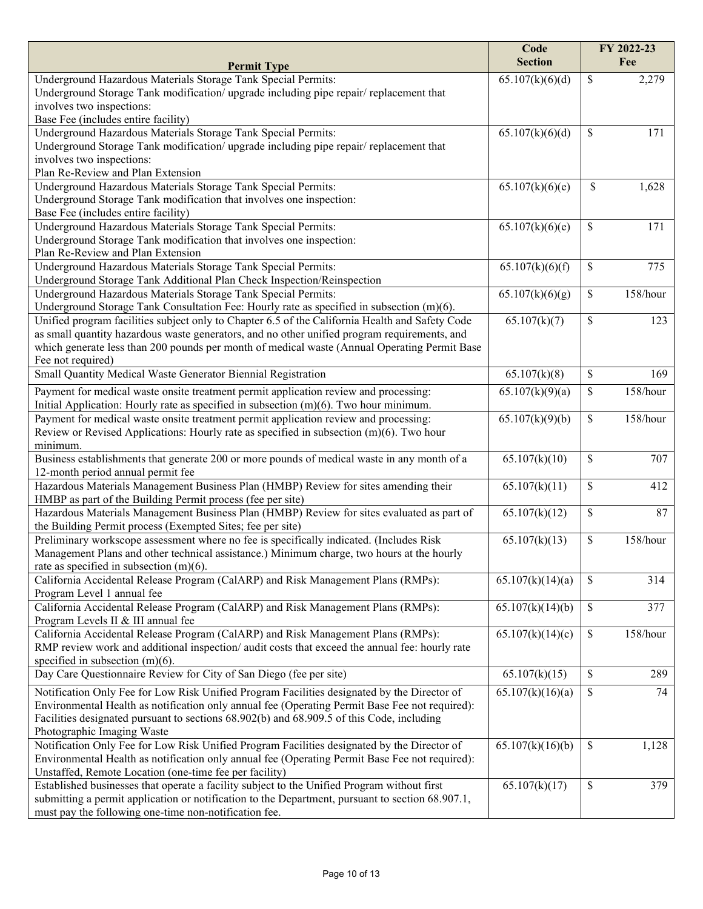| Permit Type | Code Section | FY 2022-23 Fee |
|---|---|---|
| Underground Hazardous Materials Storage Tank Special Permits: Underground Storage Tank modification/ upgrade including pipe repair/ replacement that involves two inspections: Base Fee (includes entire facility) | 65.107(k)(6)(d) | $ 2,279 |
| Underground Hazardous Materials Storage Tank Special Permits: Underground Storage Tank modification/ upgrade including pipe repair/ replacement that involves two inspections: Plan Re-Review and Plan Extension | 65.107(k)(6)(d) | $ 171 |
| Underground Hazardous Materials Storage Tank Special Permits: Underground Storage Tank modification that involves one inspection: Base Fee (includes entire facility) | 65.107(k)(6)(e) | $ 1,628 |
| Underground Hazardous Materials Storage Tank Special Permits: Underground Storage Tank modification that involves one inspection: Plan Re-Review and Plan Extension | 65.107(k)(6)(e) | $ 171 |
| Underground Hazardous Materials Storage Tank Special Permits: Underground Storage Tank Additional Plan Check Inspection/Reinspection | 65.107(k)(6)(f) | $ 775 |
| Underground Hazardous Materials Storage Tank Special Permits: Underground Storage Tank Consultation Fee: Hourly rate as specified in subsection (m)(6). | 65.107(k)(6)(g) | $ 158/hour |
| Unified program facilities subject only to Chapter 6.5 of the California Health and Safety Code as small quantity hazardous waste generators, and no other unified program requirements, and which generate less than 200 pounds per month of medical waste (Annual Operating Permit Base Fee not required) | 65.107(k)(7) | $ 123 |
| Small Quantity Medical Waste Generator Biennial Registration | 65.107(k)(8) | $ 169 |
| Payment for medical waste onsite treatment permit application review and processing: Initial Application: Hourly rate as specified in subsection (m)(6). Two hour minimum. | 65.107(k)(9)(a) | $ 158/hour |
| Payment for medical waste onsite treatment permit application review and processing: Review or Revised Applications: Hourly rate as specified in subsection (m)(6). Two hour minimum. | 65.107(k)(9)(b) | $ 158/hour |
| Business establishments that generate 200 or more pounds of medical waste in any month of a 12-month period annual permit fee | 65.107(k)(10) | $ 707 |
| Hazardous Materials Management Business Plan (HMBP) Review for sites amending their HMBP as part of the Building Permit process (fee per site) | 65.107(k)(11) | $ 412 |
| Hazardous Materials Management Business Plan (HMBP) Review for sites evaluated as part of the Building Permit process (Exempted Sites; fee per site) | 65.107(k)(12) | $ 87 |
| Preliminary workscope assessment where no fee is specifically indicated. (Includes Risk Management Plans and other technical assistance.) Minimum charge, two hours at the hourly rate as specified in subsection (m)(6). | 65.107(k)(13) | $ 158/hour |
| California Accidental Release Program (CalARP) and Risk Management Plans (RMPs): Program Level 1 annual fee | 65.107(k)(14)(a) | $ 314 |
| California Accidental Release Program (CalARP) and Risk Management Plans (RMPs): Program Levels II & III annual fee | 65.107(k)(14)(b) | $ 377 |
| California Accidental Release Program (CalARP) and Risk Management Plans (RMPs): RMP review work and additional inspection/ audit costs that exceed the annual fee: hourly rate specified in subsection (m)(6). | 65.107(k)(14)(c) | $ 158/hour |
| Day Care Questionnaire Review for City of San Diego (fee per site) | 65.107(k)(15) | $ 289 |
| Notification Only Fee for Low Risk Unified Program Facilities designated by the Director of Environmental Health as notification only annual fee (Operating Permit Base Fee not required): Facilities designated pursuant to sections 68.902(b) and 68.909.5 of this Code, including Photographic Imaging Waste | 65.107(k)(16)(a) | $ 74 |
| Notification Only Fee for Low Risk Unified Program Facilities designated by the Director of Environmental Health as notification only annual fee (Operating Permit Base Fee not required): Unstaffed, Remote Location (one-time fee per facility) | 65.107(k)(16)(b) | $ 1,128 |
| Established businesses that operate a facility subject to the Unified Program without first submitting a permit application or notification to the Department, pursuant to section 68.907.1, must pay the following one-time non-notification fee. | 65.107(k)(17) | $ 379 |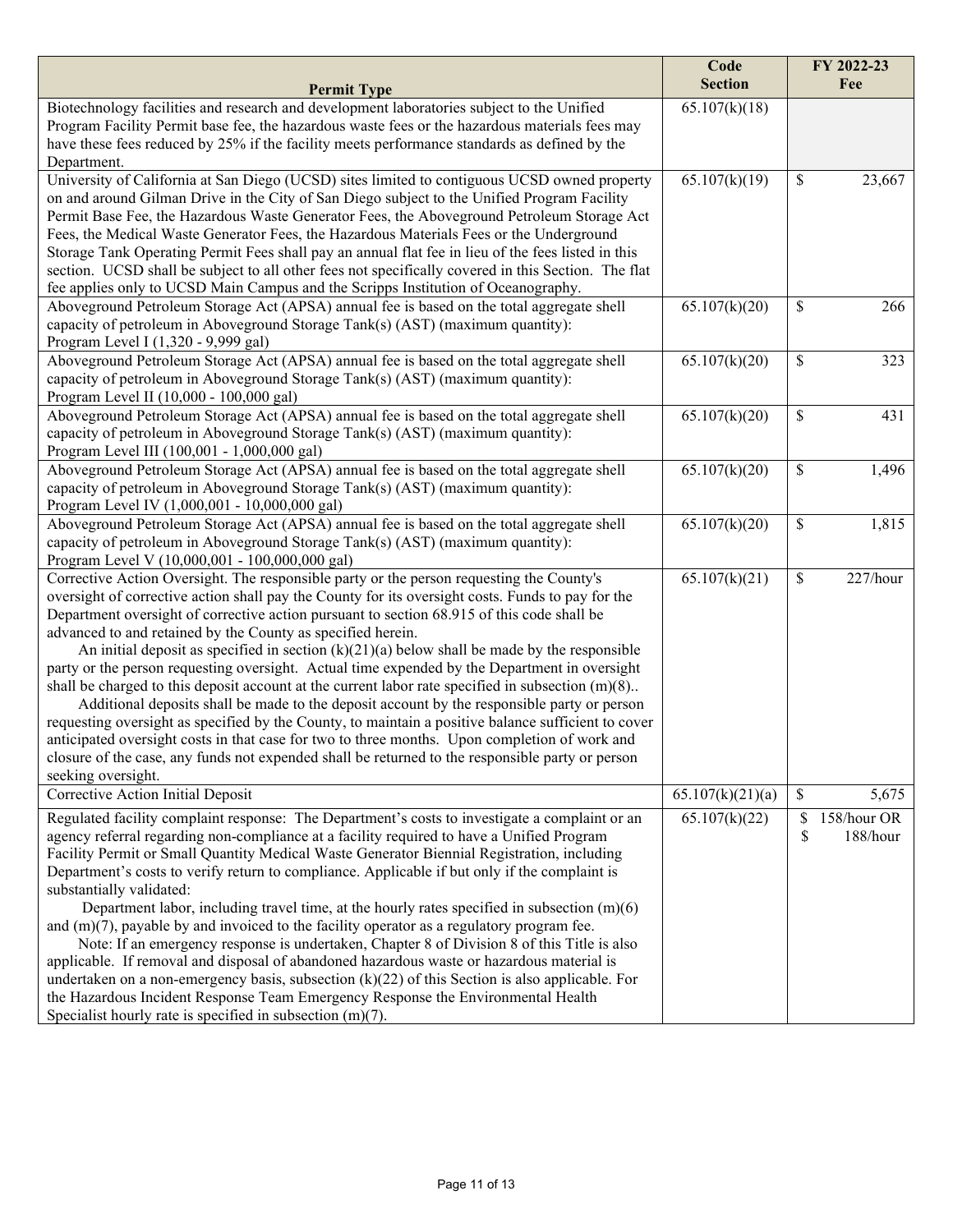| Permit Type | Code Section | FY 2022-23 Fee |
|---|---|---|
| Biotechnology facilities and research and development laboratories subject to the Unified Program Facility Permit base fee, the hazardous waste fees or the hazardous materials fees may have these fees reduced by 25% if the facility meets performance standards as defined by the Department. | 65.107(k)(18) | |
| University of California at San Diego (UCSD) sites limited to contiguous UCSD owned property on and around Gilman Drive in the City of San Diego subject to the Unified Program Facility Permit Base Fee, the Hazardous Waste Generator Fees, the Aboveground Petroleum Storage Act Fees, the Medical Waste Generator Fees, the Hazardous Materials Fees or the Underground Storage Tank Operating Permit Fees shall pay an annual flat fee in lieu of the fees listed in this section. UCSD shall be subject to all other fees not specifically covered in this Section. The flat fee applies only to UCSD Main Campus and the Scripps Institution of Oceanography. | 65.107(k)(19) | $ 23,667 |
| Aboveground Petroleum Storage Act (APSA) annual fee is based on the total aggregate shell capacity of petroleum in Aboveground Storage Tank(s) (AST) (maximum quantity): Program Level I (1,320 - 9,999 gal) | 65.107(k)(20) | $ 266 |
| Aboveground Petroleum Storage Act (APSA) annual fee is based on the total aggregate shell capacity of petroleum in Aboveground Storage Tank(s) (AST) (maximum quantity): Program Level II (10,000 - 100,000 gal) | 65.107(k)(20) | $ 323 |
| Aboveground Petroleum Storage Act (APSA) annual fee is based on the total aggregate shell capacity of petroleum in Aboveground Storage Tank(s) (AST) (maximum quantity): Program Level III (100,001 - 1,000,000 gal) | 65.107(k)(20) | $ 431 |
| Aboveground Petroleum Storage Act (APSA) annual fee is based on the total aggregate shell capacity of petroleum in Aboveground Storage Tank(s) (AST) (maximum quantity): Program Level IV (1,000,001 - 10,000,000 gal) | 65.107(k)(20) | $ 1,496 |
| Aboveground Petroleum Storage Act (APSA) annual fee is based on the total aggregate shell capacity of petroleum in Aboveground Storage Tank(s) (AST) (maximum quantity): Program Level V (10,000,001 - 100,000,000 gal) | 65.107(k)(20) | $ 1,815 |
| Corrective Action Oversight. The responsible party or the person requesting the County's oversight of corrective action shall pay the County for its oversight costs. Funds to pay for the Department oversight of corrective action pursuant to section 68.915 of this code shall be advanced to and retained by the County as specified herein. An initial deposit as specified in section (k)(21)(a) below shall be made by the responsible party or the person requesting oversight. Actual time expended by the Department in oversight shall be charged to this deposit account at the current labor rate specified in subsection (m)(8).. Additional deposits shall be made to the deposit account by the responsible party or person requesting oversight as specified by the County, to maintain a positive balance sufficient to cover anticipated oversight costs in that case for two to three months. Upon completion of work and closure of the case, any funds not expended shall be returned to the responsible party or person seeking oversight. | 65.107(k)(21) | $ 227/hour |
| Corrective Action Initial Deposit | 65.107(k)(21)(a) | $ 5,675 |
| Regulated facility complaint response: The Department's costs to investigate a complaint or an agency referral regarding non-compliance at a facility required to have a Unified Program Facility Permit or Small Quantity Medical Waste Generator Biennial Registration, including Department's costs to verify return to compliance. Applicable if but only if the complaint is substantially validated: Department labor, including travel time, at the hourly rates specified in subsection (m)(6) and (m)(7), payable by and invoiced to the facility operator as a regulatory program fee. Note: If an emergency response is undertaken, Chapter 8 of Division 8 of this Title is also applicable. If removal and disposal of abandoned hazardous waste or hazardous material is undertaken on a non-emergency basis, subsection (k)(22) of this Section is also applicable. For the Hazardous Incident Response Team Emergency Response the Environmental Health Specialist hourly rate is specified in subsection (m)(7). | 65.107(k)(22) | $ 158/hour OR $ 188/hour |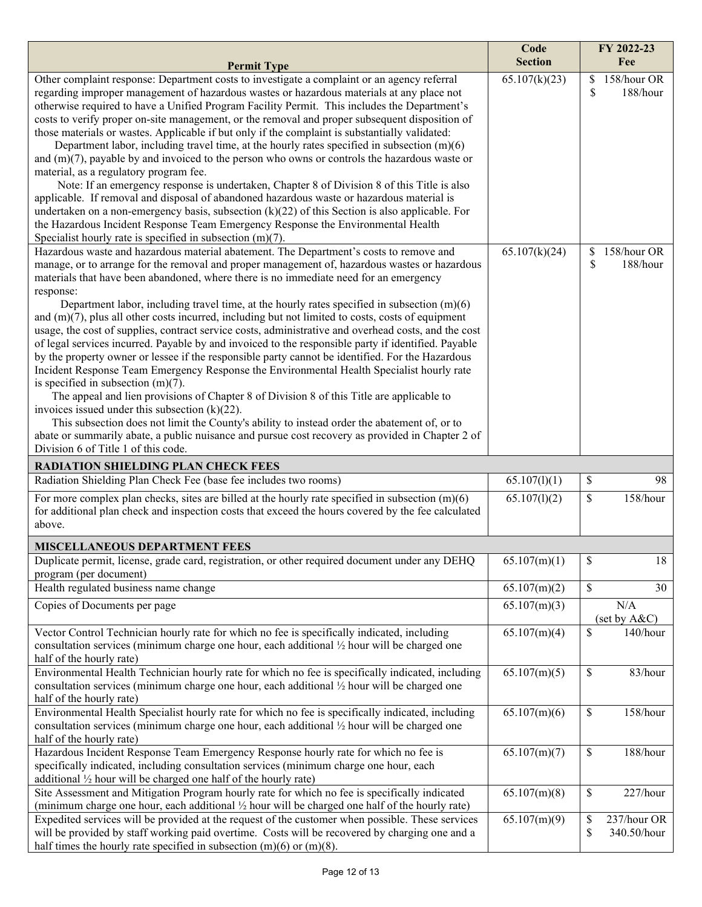| Permit Type | Code Section | FY 2022-23 Fee |
|---|---|---|
| Other complaint response: Department costs to investigate a complaint or an agency referral regarding improper management of hazardous wastes or hazardous materials at any place not otherwise required to have a Unified Program Facility Permit. This includes the Department's costs to verify proper on-site management, or the removal and proper subsequent disposition of those materials or wastes. Applicable if but only if the complaint is substantially validated: Department labor, including travel time, at the hourly rates specified in subsection (m)(6) and (m)(7), payable by and invoiced to the person who owns or controls the hazardous waste or material, as a regulatory program fee. Note: If an emergency response is undertaken, Chapter 8 of Division 8 of this Title is also applicable. If removal and disposal of abandoned hazardous waste or hazardous material is undertaken on a non-emergency basis, subsection (k)(22) of this Section is also applicable. For the Hazardous Incident Response Team Emergency Response the Environmental Health Specialist hourly rate is specified in subsection (m)(7). | 65.107(k)(23) | $ 158/hour OR $ 188/hour |
| Hazardous waste and hazardous material abatement. The Department's costs to remove and manage, or to arrange for the removal and proper management of, hazardous wastes or hazardous materials that have been abandoned, where there is no immediate need for an emergency response: Department labor, including travel time, at the hourly rates specified in subsection (m)(6) and (m)(7), plus all other costs incurred, including but not limited to costs, costs of equipment usage, the cost of supplies, contract service costs, administrative and overhead costs, and the cost of legal services incurred. Payable by and invoiced to the responsible party if identified. Payable by the property owner or lessee if the responsible party cannot be identified. For the Hazardous Incident Response Team Emergency Response the Environmental Health Specialist hourly rate is specified in subsection (m)(7). The appeal and lien provisions of Chapter 8 of Division 8 of this Title are applicable to invoices issued under this subsection (k)(22). This subsection does not limit the County's ability to instead order the abatement of, or to abate or summarily abate, a public nuisance and pursue cost recovery as provided in Chapter 2 of Division 6 of Title 1 of this code. | 65.107(k)(24) | $ 158/hour OR $ 188/hour |
| **RADIATION SHIELDING PLAN CHECK FEES** | | |
| Radiation Shielding Plan Check Fee (base fee includes two rooms) | 65.107(l)(1) | $ 98 |
| For more complex plan checks, sites are billed at the hourly rate specified in subsection (m)(6) for additional plan check and inspection costs that exceed the hours covered by the fee calculated above. | 65.107(l)(2) | $ 158/hour |
| **MISCELLANEOUS DEPARTMENT FEES** | | |
| Duplicate permit, license, grade card, registration, or other required document under any DEHQ program (per document) | 65.107(m)(1) | $ 18 |
| Health regulated business name change | 65.107(m)(2) | $ 30 |
| Copies of Documents per page | 65.107(m)(3) | N/A (set by A&C) |
| Vector Control Technician hourly rate for which no fee is specifically indicated, including consultation services (minimum charge one hour, each additional ½ hour will be charged one half of the hourly rate) | 65.107(m)(4) | $ 140/hour |
| Environmental Health Technician hourly rate for which no fee is specifically indicated, including consultation services (minimum charge one hour, each additional ½ hour will be charged one half of the hourly rate) | 65.107(m)(5) | $ 83/hour |
| Environmental Health Specialist hourly rate for which no fee is specifically indicated, including consultation services (minimum charge one hour, each additional ½ hour will be charged one half of the hourly rate) | 65.107(m)(6) | $ 158/hour |
| Hazardous Incident Response Team Emergency Response hourly rate for which no fee is specifically indicated, including consultation services (minimum charge one hour, each additional ½ hour will be charged one half of the hourly rate) | 65.107(m)(7) | $ 188/hour |
| Site Assessment and Mitigation Program hourly rate for which no fee is specifically indicated (minimum charge one hour, each additional ½ hour will be charged one half of the hourly rate) | 65.107(m)(8) | $ 227/hour |
| Expedited services will be provided at the request of the customer when possible. These services will be provided by staff working paid overtime. Costs will be recovered by charging one and a half times the hourly rate specified in subsection (m)(6) or (m)(8). | 65.107(m)(9) | $ 237/hour OR $ 340.50/hour |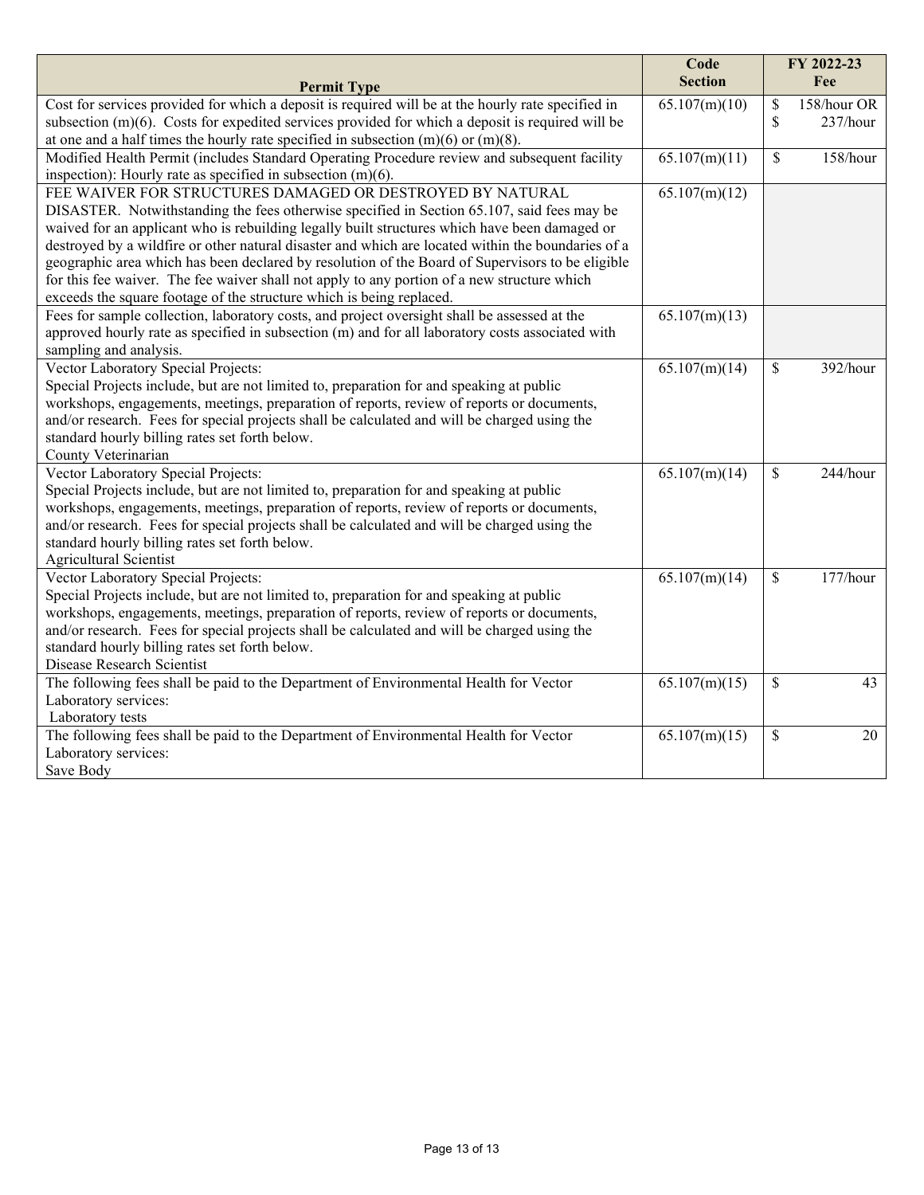| Permit Type | Code Section | FY 2022-23 Fee |
|---|---|---|
| Cost for services provided for which a deposit is required will be at the hourly rate specified in subsection (m)(6). Costs for expedited services provided for which a deposit is required will be at one and a half times the hourly rate specified in subsection (m)(6) or (m)(8). | 65.107(m)(10) | $ 158/hour OR $ 237/hour |
| Modified Health Permit (includes Standard Operating Procedure review and subsequent facility inspection): Hourly rate as specified in subsection (m)(6). | 65.107(m)(11) | $ 158/hour |
| FEE WAIVER FOR STRUCTURES DAMAGED OR DESTROYED BY NATURAL DISASTER. Notwithstanding the fees otherwise specified in Section 65.107, said fees may be waived for an applicant who is rebuilding legally built structures which have been damaged or destroyed by a wildfire or other natural disaster and which are located within the boundaries of a geographic area which has been declared by resolution of the Board of Supervisors to be eligible for this fee waiver. The fee waiver shall not apply to any portion of a new structure which exceeds the square footage of the structure which is being replaced. | 65.107(m)(12) | |
| Fees for sample collection, laboratory costs, and project oversight shall be assessed at the approved hourly rate as specified in subsection (m) and for all laboratory costs associated with sampling and analysis. | 65.107(m)(13) | |
| Vector Laboratory Special Projects: Special Projects include, but are not limited to, preparation for and speaking at public workshops, engagements, meetings, preparation of reports, review of reports or documents, and/or research. Fees for special projects shall be calculated and will be charged using the standard hourly billing rates set forth below. County Veterinarian | 65.107(m)(14) | $ 392/hour |
| Vector Laboratory Special Projects: Special Projects include, but are not limited to, preparation for and speaking at public workshops, engagements, meetings, preparation of reports, review of reports or documents, and/or research. Fees for special projects shall be calculated and will be charged using the standard hourly billing rates set forth below. Agricultural Scientist | 65.107(m)(14) | $ 244/hour |
| Vector Laboratory Special Projects: Special Projects include, but are not limited to, preparation for and speaking at public workshops, engagements, meetings, preparation of reports, review of reports or documents, and/or research. Fees for special projects shall be calculated and will be charged using the standard hourly billing rates set forth below. Disease Research Scientist | 65.107(m)(14) | $ 177/hour |
| The following fees shall be paid to the Department of Environmental Health for Vector Laboratory services: Laboratory tests | 65.107(m)(15) | $ 43 |
| The following fees shall be paid to the Department of Environmental Health for Vector Laboratory services: Save Body | 65.107(m)(15) | $ 20 |